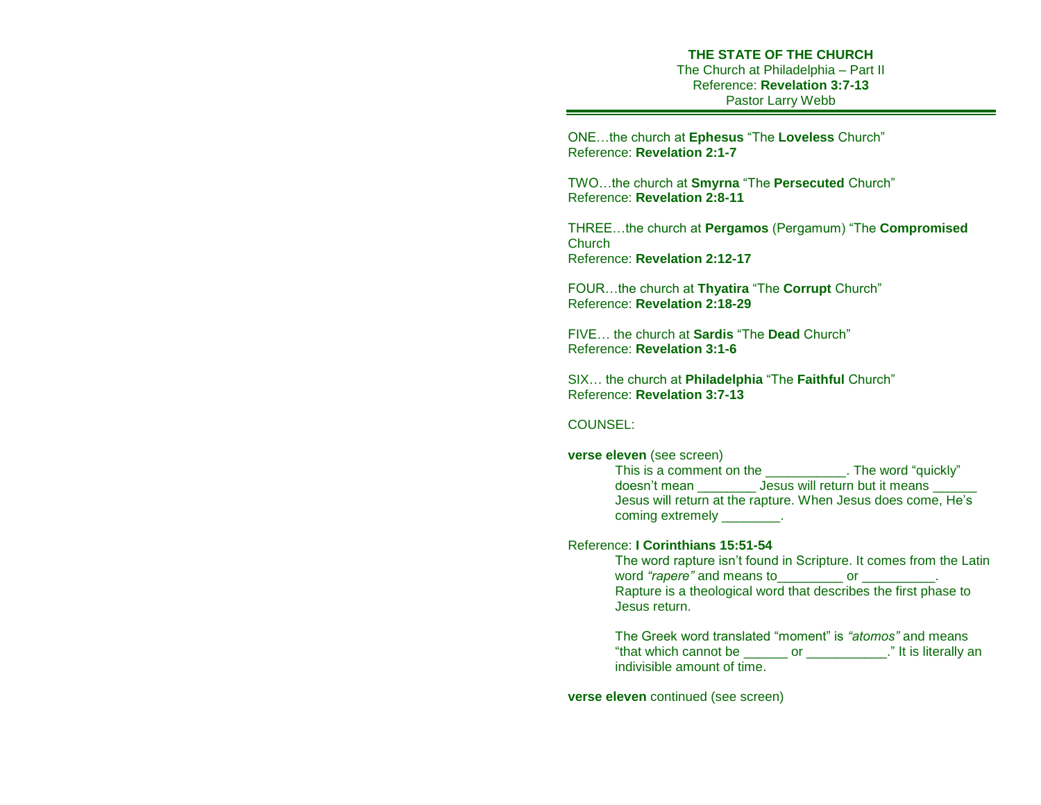**THE STATE OF THE CHURCH**
The Church at Philadelphia – Part II
Reference: **Revelation 3:7-13**
Pastor Larry Webb

---

ONE…the church at **Ephesus** "The **Loveless** Church"
Reference: **Revelation 2:1-7**

TWO…the church at **Smyrna** "The **Persecuted** Church"
Reference: **Revelation 2:8-11**

THREE…the church at **Pergamos** (Pergamum) "The **Compromised** Church
Reference: **Revelation 2:12-17**

FOUR…the church at **Thyatira** "The **Corrupt** Church"
Reference: **Revelation 2:18-29**

FIVE… the church at **Sardis** "The **Dead** Church"
Reference: **Revelation 3:1-6**

SIX… the church at **Philadelphia** "The **Faithful** Church"
Reference: **Revelation 3:7-13**

COUNSEL:

**verse eleven** (see screen)

This is a comment on the ___________. The word "quickly" doesn't mean ________ Jesus will return but it means ______ Jesus will return at the rapture. When Jesus does come, He's coming extremely ________.

Reference: **I Corinthians 15:51-54**

The word rapture isn't found in Scripture. It comes from the Latin word *"rapere"* and means to_________ or __________. Rapture is a theological word that describes the first phase to Jesus return.

The Greek word translated "moment" is *"atomos"* and means "that which cannot be ______ or ___________." It is literally an indivisible amount of time.

**verse eleven** continued (see screen)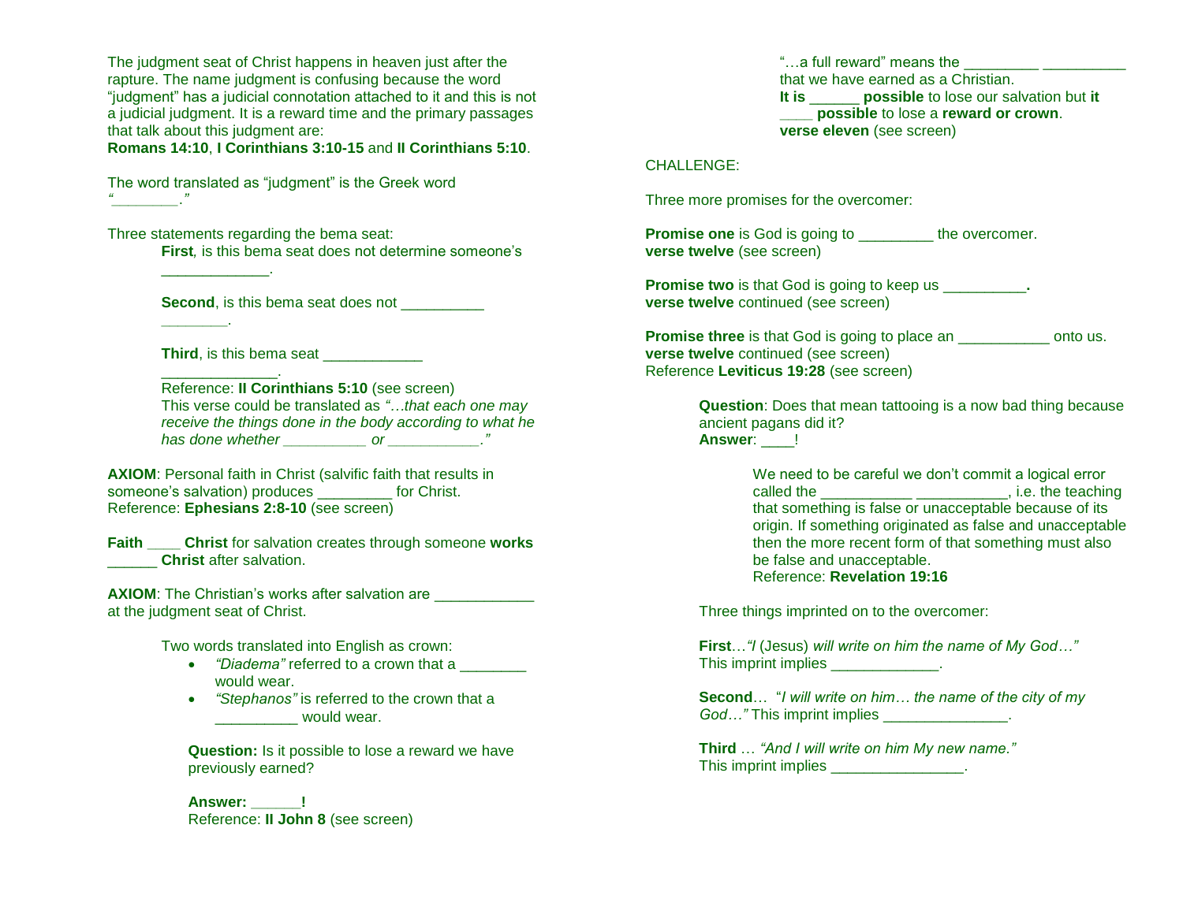The judgment seat of Christ happens in heaven just after the rapture. The name judgment is confusing because the word "judgment" has a judicial connotation attached to it and this is not a judicial judgment. It is a reward time and the primary passages that talk about this judgment are:
**Romans 14:10**, **I Corinthians 3:10-15** and **II Corinthians 5:10**.

The word translated as "judgment" is the Greek word *"________."*

Three statements regarding the bema seat:

**First**, is this bema seat does not determine someone's _____________.

**Second**, is this bema seat does not __________ ________.

**Third**, is this bema seat ____________ ______________.
Reference: **II Corinthians 5:10** (see screen)
This verse could be translated as *"…that each one may receive the things done in the body according to what he has done whether __________ or ___________."*

**AXIOM**: Personal faith in Christ (salvific faith that results in someone's salvation) produces _________ for Christ.
Reference: **Ephesians 2:8-10** (see screen)

**Faith** ____ **Christ** for salvation creates through someone **works** ______ **Christ** after salvation.

**AXIOM**: The Christian's works after salvation are ____________ at the judgment seat of Christ.

Two words translated into English as crown:

- *"Diadema"* referred to a crown that a ________ would wear.
- *"Stephanos"* is referred to the crown that a __________ would wear.

**Question:** Is it possible to lose a reward we have previously earned?

**Answer:** ______**!**
Reference: **II John 8** (see screen)

"…a full reward" means the _________ __________ that we have earned as a Christian.
**It is** ______ **possible** to lose our salvation but **it** ____ **possible** to lose a **reward or crown**.
**verse eleven** (see screen)

CHALLENGE:

Three more promises for the overcomer:

**Promise one** is God is going to _________ the overcomer.
**verse twelve** (see screen)

**Promise two** is that God is going to keep us __________**.**
**verse twelve** continued (see screen)

**Promise three** is that God is going to place an ___________ onto us.
**verse twelve** continued (see screen)
Reference **Leviticus 19:28** (see screen)

**Question**: Does that mean tattooing is a now bad thing because ancient pagans did it?
**Answer**: ____!

We need to be careful we don't commit a logical error called the ___________ ___________, i.e. the teaching that something is false or unacceptable because of its origin. If something originated as false and unacceptable then the more recent form of that something must also be false and unacceptable.
Reference: **Revelation 19:16**

Three things imprinted on to the overcomer:

**First**…*"I* (Jesus) *will write on him the name of My God…"*
This imprint implies _____________.

**Second**… "*I will write on him… the name of the city of my God…"* This imprint implies _______________.

**Third** … *"And I will write on him My new name."*
This imprint implies ________________.